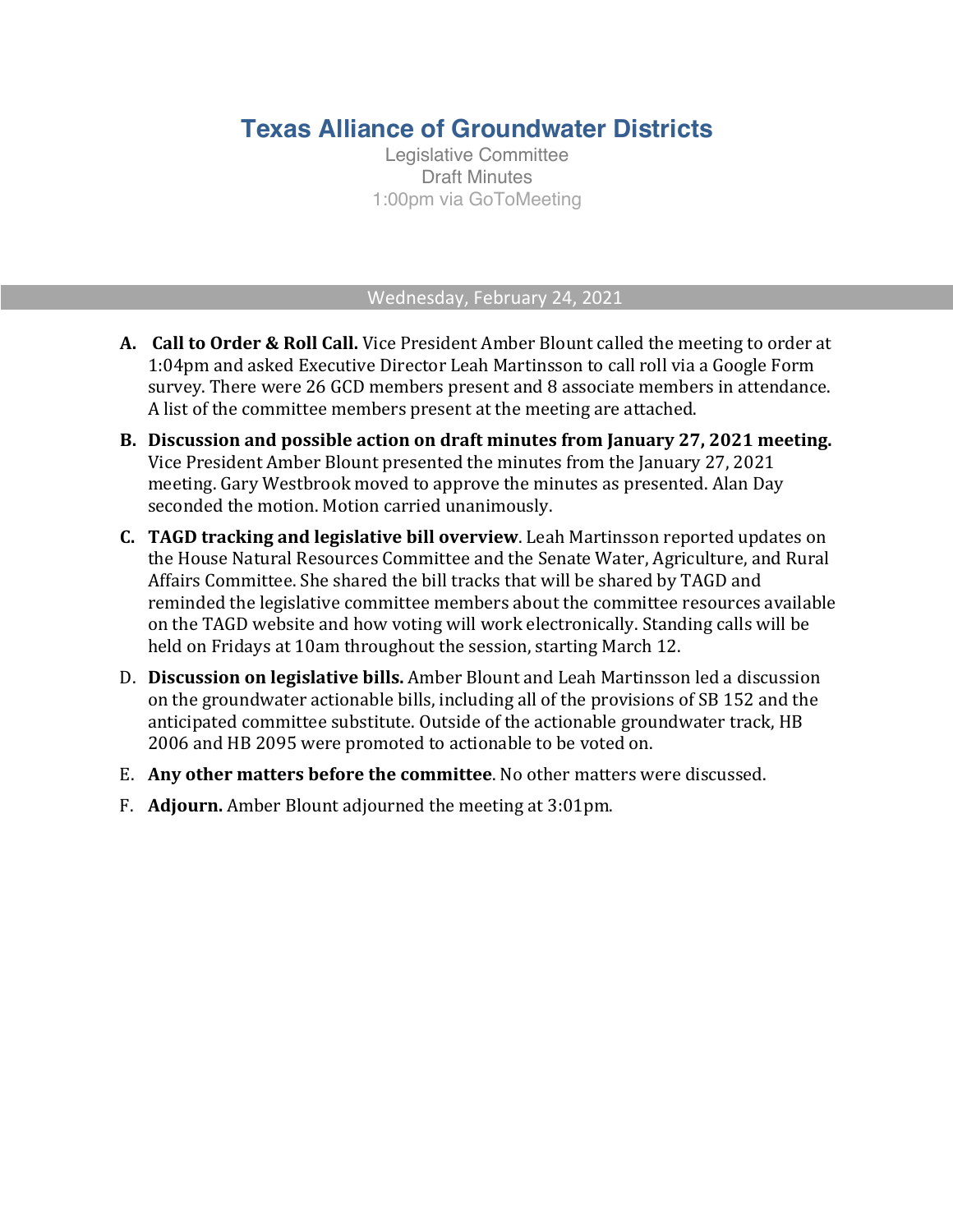# Texas Alliance of Groundwater Districts

Legislative Committee
Draft Minutes
1:00pm via GoToMeeting

Wednesday, February 24, 2021

A. **Call to Order & Roll Call.** Vice President Amber Blount called the meeting to order at 1:04pm and asked Executive Director Leah Martinsson to call roll via a Google Form survey. There were 26 GCD members present and 8 associate members in attendance. A list of the committee members present at the meeting are attached.

B. **Discussion and possible action on draft minutes from January 27, 2021 meeting.** Vice President Amber Blount presented the minutes from the January 27, 2021 meeting. Gary Westbrook moved to approve the minutes as presented. Alan Day seconded the motion. Motion carried unanimously.

C. **TAGD tracking and legislative bill overview**. Leah Martinsson reported updates on the House Natural Resources Committee and the Senate Water, Agriculture, and Rural Affairs Committee. She shared the bill tracks that will be shared by TAGD and reminded the legislative committee members about the committee resources available on the TAGD website and how voting will work electronically. Standing calls will be held on Fridays at 10am throughout the session, starting March 12.

D. **Discussion on legislative bills.** Amber Blount and Leah Martinsson led a discussion on the groundwater actionable bills, including all of the provisions of SB 152 and the anticipated committee substitute. Outside of the actionable groundwater track, HB 2006 and HB 2095 were promoted to actionable to be voted on.

E. **Any other matters before the committee**. No other matters were discussed.

F. **Adjourn.** Amber Blount adjourned the meeting at 3:01pm.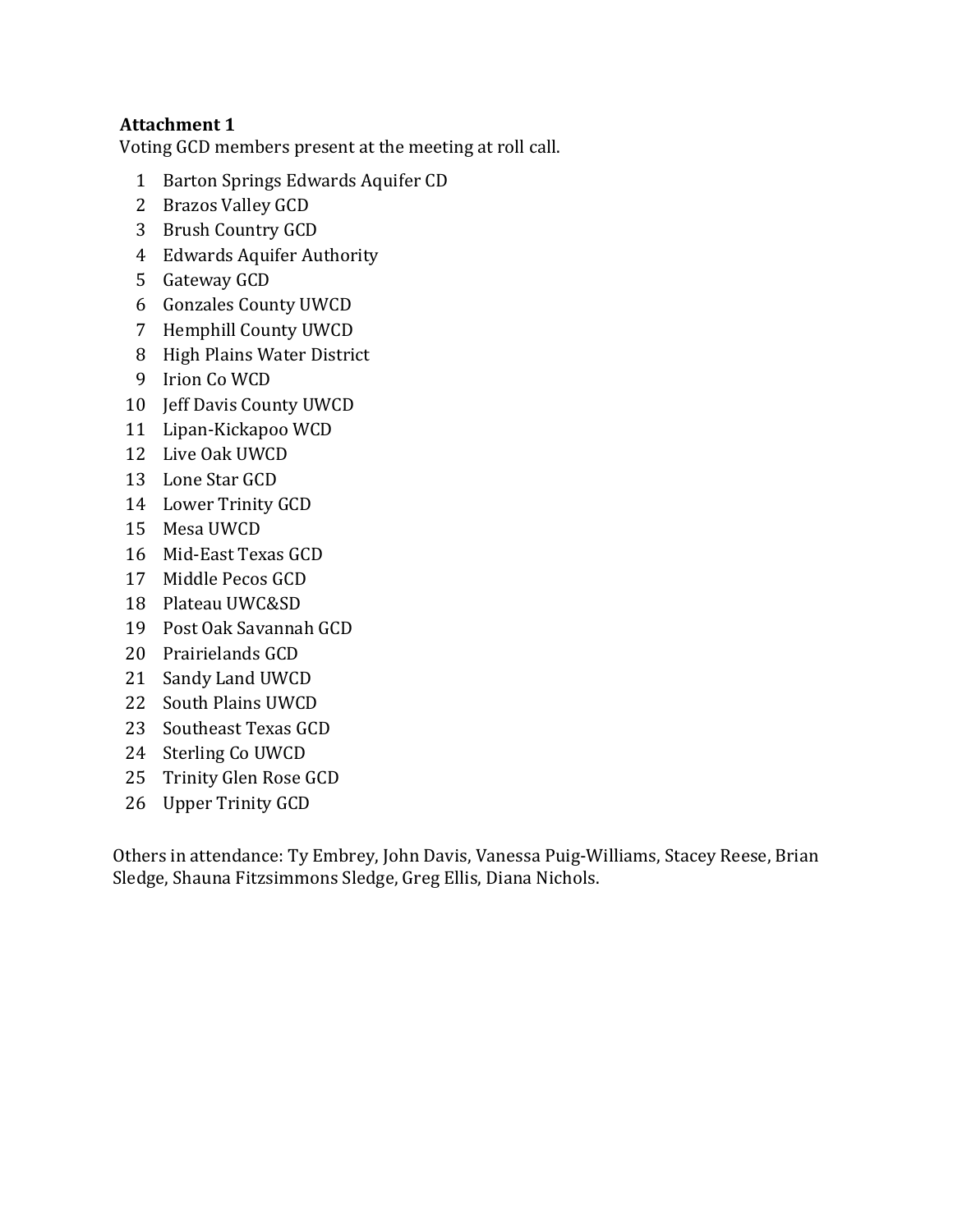**Attachment 1**

Voting GCD members present at the meeting at roll call.

1. Barton Springs Edwards Aquifer CD
2. Brazos Valley GCD
3. Brush Country GCD
4. Edwards Aquifer Authority
5. Gateway GCD
6. Gonzales County UWCD
7. Hemphill County UWCD
8. High Plains Water District
9. Irion Co WCD
10. Jeff Davis County UWCD
11. Lipan-Kickapoo WCD
12. Live Oak UWCD
13. Lone Star GCD
14. Lower Trinity GCD
15. Mesa UWCD
16. Mid-East Texas GCD
17. Middle Pecos GCD
18. Plateau UWC&SD
19. Post Oak Savannah GCD
20. Prairielands GCD
21. Sandy Land UWCD
22. South Plains UWCD
23. Southeast Texas GCD
24. Sterling Co UWCD
25. Trinity Glen Rose GCD
26. Upper Trinity GCD

Others in attendance: Ty Embrey, John Davis, Vanessa Puig-Williams, Stacey Reese, Brian Sledge, Shauna Fitzsimmons Sledge, Greg Ellis, Diana Nichols.